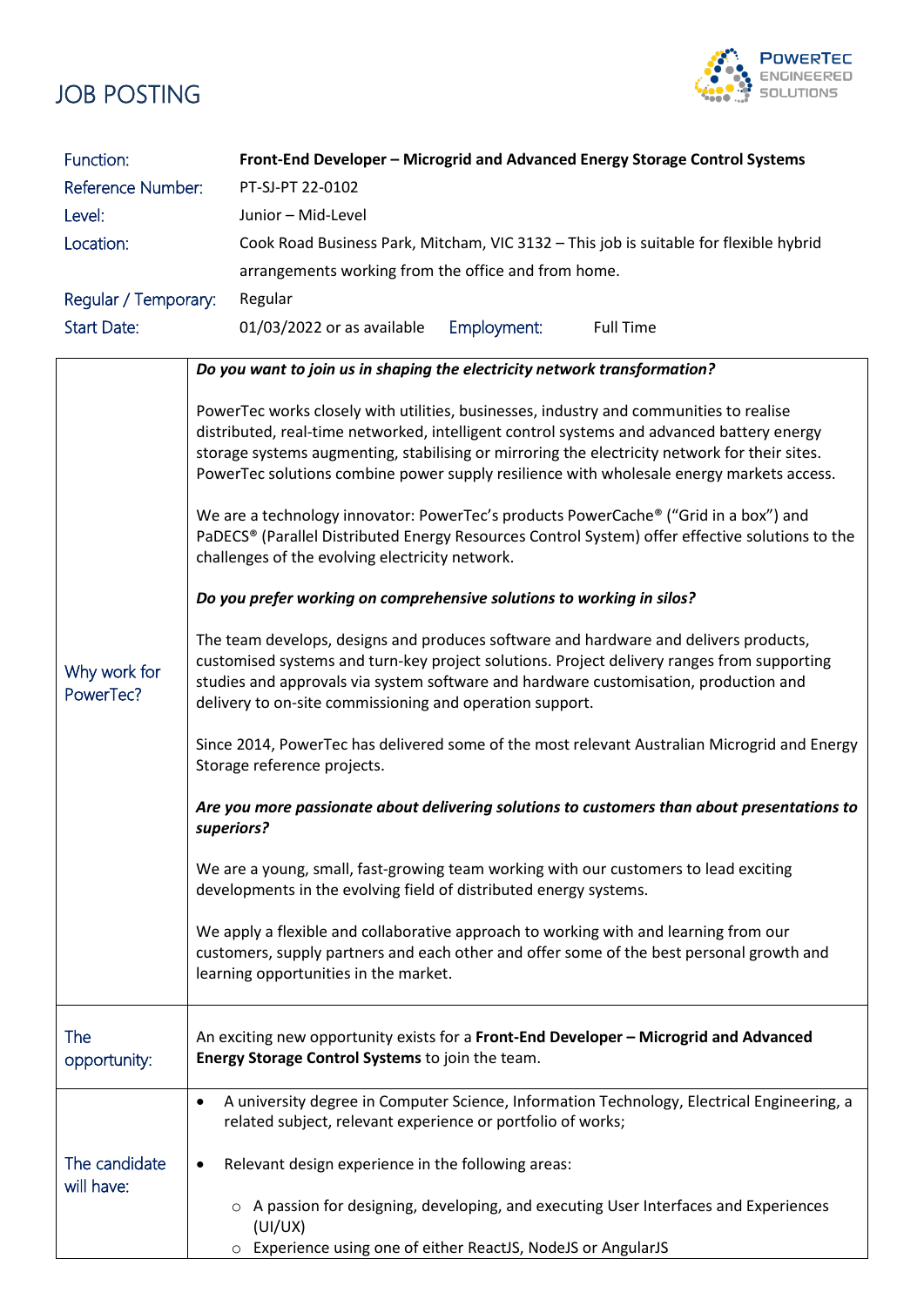# JOB POSTING

POWERTEC ENGINEERED SOLUTIONS

| | |
|---|---|
| Function: | **Front-End Developer – Microgrid and Advanced Energy Storage Control Systems** |
| Reference Number: | PT-SJ-PT 22-0102 |
| Level: | Junior – Mid-Level |
| Location: | Cook Road Business Park, Mitcham, VIC 3132 – This job is suitable for flexible hybrid arrangements working from the office and from home. |
| Regular / Temporary: | Regular |
| Start Date: | 01/03/2022 or as available |
| Employment: | Full Time |

| | |
|---|---|
| Why work for PowerTec? | ***Do you want to join us in shaping the electricity network transformation?*** <br><br> PowerTec works closely with utilities, businesses, industry and communities to realise distributed, real-time networked, intelligent control systems and advanced battery energy storage systems augmenting, stabilising or mirroring the electricity network for their sites. PowerTec solutions combine power supply resilience with wholesale energy markets access. <br><br> We are a technology innovator: PowerTec's products PowerCache® ("Grid in a box") and PaDECS® (Parallel Distributed Energy Resources Control System) offer effective solutions to the challenges of the evolving electricity network. <br><br> ***Do you prefer working on comprehensive solutions to working in silos?*** <br><br> The team develops, designs and produces software and hardware and delivers products, customised systems and turn-key project solutions. Project delivery ranges from supporting studies and approvals via system software and hardware customisation, production and delivery to on-site commissioning and operation support. <br><br> Since 2014, PowerTec has delivered some of the most relevant Australian Microgrid and Energy Storage reference projects. <br><br> ***Are you more passionate about delivering solutions to customers than about presentations to superiors?*** <br><br> We are a young, small, fast-growing team working with our customers to lead exciting developments in the evolving field of distributed energy systems. <br><br> We apply a flexible and collaborative approach to working with and learning from our customers, supply partners and each other and offer some of the best personal growth and learning opportunities in the market. |
| The opportunity: | An exciting new opportunity exists for a **Front-End Developer – Microgrid and Advanced Energy Storage Control Systems** to join the team. |
| The candidate will have: | • A university degree in Computer Science, Information Technology, Electrical Engineering, a related subject, relevant experience or portfolio of works; <br><br> • Relevant design experience in the following areas: <br> ○ A passion for designing, developing, and executing User Interfaces and Experiences (UI/UX) <br> ○ Experience using one of either ReactJS, NodeJS or AngularJS |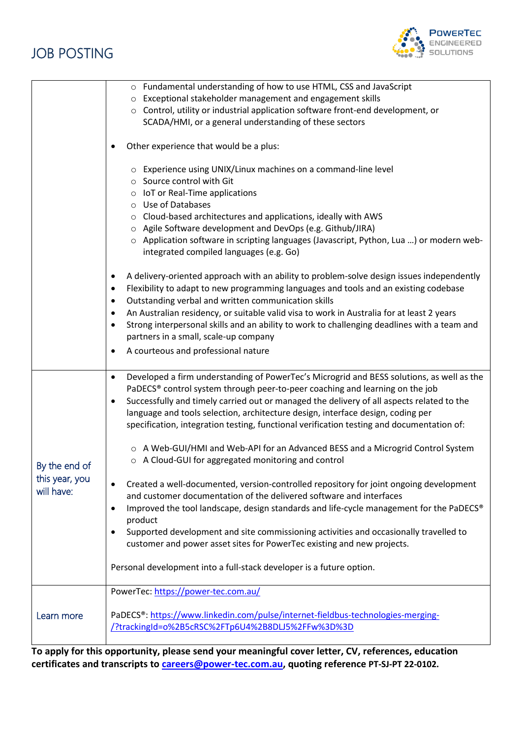# JOB POSTING

| | |
|---|---|
| | ○ Fundamental understanding of how to use HTML, CSS and JavaScript<br>○ Exceptional stakeholder management and engagement skills<br>○ Control, utility or industrial application software front-end development, or SCADA/HMI, or a general understanding of these sectors<br><br>• Other experience that would be a plus:<br><br>○ Experience using UNIX/Linux machines on a command-line level<br>○ Source control with Git<br>○ IoT or Real-Time applications<br>○ Use of Databases<br>○ Cloud-based architectures and applications, ideally with AWS<br>○ Agile Software development and DevOps (e.g. Github/JIRA)<br>○ Application software in scripting languages (Javascript, Python, Lua …) or modern web-integrated compiled languages (e.g. Go)<br><br>• A delivery-oriented approach with an ability to problem-solve design issues independently<br>• Flexibility to adapt to new programming languages and tools and an existing codebase<br>• Outstanding verbal and written communication skills<br>• An Australian residency, or suitable valid visa to work in Australia for at least 2 years<br>• Strong interpersonal skills and an ability to work to challenging deadlines with a team and partners in a small, scale-up company<br>• A courteous and professional nature |
| By the end of this year, you will have: | • Developed a firm understanding of PowerTec's Microgrid and BESS solutions, as well as the PaDECS® control system through peer-to-peer coaching and learning on the job<br>• Successfully and timely carried out or managed the delivery of all aspects related to the language and tools selection, architecture design, interface design, coding per specification, integration testing, functional verification testing and documentation of:<br><br>○ A Web-GUI/HMI and Web-API for an Advanced BESS and a Microgrid Control System<br>○ A Cloud-GUI for aggregated monitoring and control<br><br>• Created a well-documented, version-controlled repository for joint ongoing development and customer documentation of the delivered software and interfaces<br>• Improved the tool landscape, design standards and life-cycle management for the PaDECS® product<br>• Supported development and site commissioning activities and occasionally travelled to customer and power asset sites for PowerTec existing and new projects.<br><br>Personal development into a full-stack developer is a future option. |
| Learn more | PowerTec: https://power-tec.com.au/<br><br>PaDECS®: https://www.linkedin.com/pulse/internet-fieldbus-technologies-merging-/?trackingId=o%2B5cRSC%2FTp6U4%2B8DLJ5%2FFw%3D%3D |

**To apply for this opportunity, please send your meaningful cover letter, CV, references, education certificates and transcripts to careers@power-tec.com.au, quoting reference PT-SJ-PT 22-0102.**